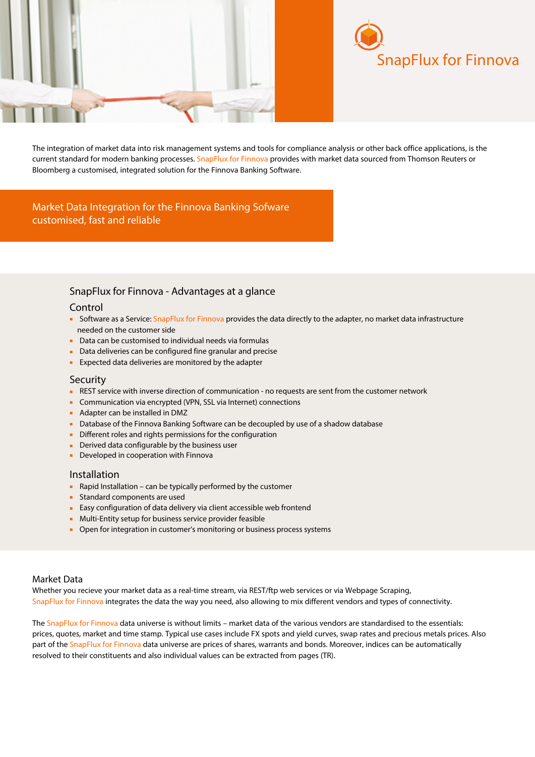# SnapFlux for Finnova

The integration of market data into risk management systems and tools for compliance analysis or other back office applications, is the current standard for modern banking processes. SnapFlux for Finnova provides with market data sourced from Thomson Reuters or Bloomberg a customised, integrated solution for the Finnova Banking Software.

**Market Data Integration for the Finnova Banking Sofware customised, fast and reliable**

## SnapFlux for Finnova - Advantages at a glance

### Control

- Software as a Service: SnapFlux for Finnova provides the data directly to the adapter, no market data infrastructure needed on the customer side
- Data can be customised to individual needs via formulas
- Data deliveries can be configured fine granular and precise
- Expected data deliveries are monitored by the adapter

### Security

- REST service with inverse direction of communication - no requests are sent from the customer network
- Communication via encrypted (VPN, SSL via Internet) connections
- Adapter can be installed in DMZ
- Database of the Finnova Banking Software can be decoupled by use of a shadow database
- Different roles and rights permissions for the configuration
- Derived data configurable by the business user
- Developed in cooperation with Finnova

### Installation

- Rapid Installation – can be typically performed by the customer
- Standard components are used
- Easy configuration of data delivery via client accessible web frontend
- Multi-Entity setup for business service provider feasible
- Open for integration in customer's monitoring or business process systems

## Market Data

Whether you recieve your market data as a real-time stream, via REST/ftp web services or via Webpage Scraping, SnapFlux for Finnova integrates the data the way you need, also allowing to mix different vendors and types of connectivity.

The SnapFlux for Finnova data universe is without limits – market data of the various vendors are standardised to the essentials: prices, quotes, market and time stamp. Typical use cases include FX spots and yield curves, swap rates and precious metals prices. Also part of the SnapFlux for Finnova data universe are prices of shares, warrants and bonds. Moreover, indices can be automatically resolved to their constituents and also individual values can be extracted from pages (TR).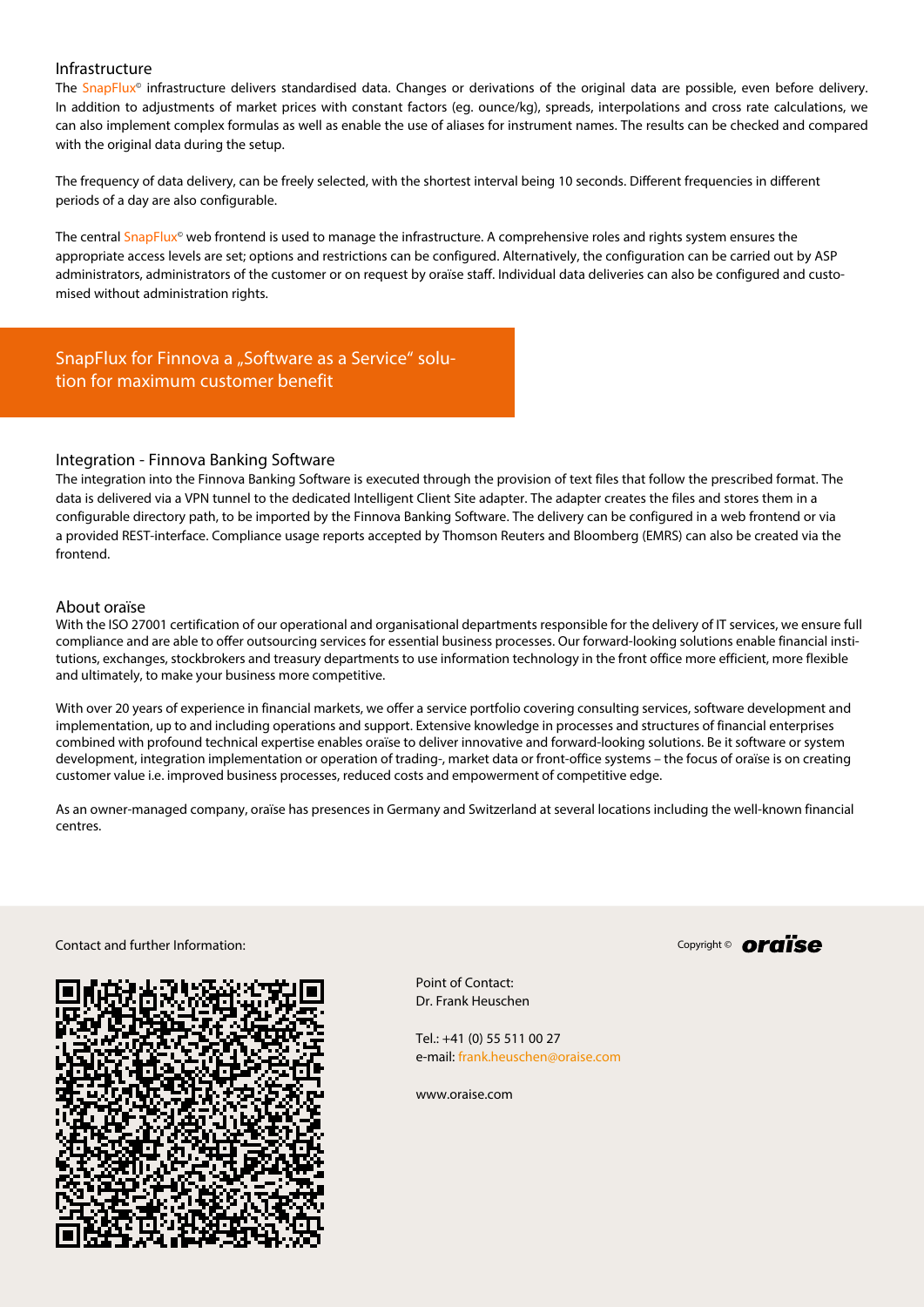## Infrastructure

The SnapFlux© infrastructure delivers standardised data. Changes or derivations of the original data are possible, even before delivery. In addition to adjustments of market prices with constant factors (eg. ounce/kg), spreads, interpolations and cross rate calculations, we can also implement complex formulas as well as enable the use of aliases for instrument names. The results can be checked and compared with the original data during the setup.

The frequency of data delivery, can be freely selected, with the shortest interval being 10 seconds. Different frequencies in different periods of a day are also configurable.

The central SnapFlux© web frontend is used to manage the infrastructure. A comprehensive roles and rights system ensures the appropriate access levels are set; options and restrictions can be configured. Alternatively, the configuration can be carried out by ASP administrators, administrators of the customer or on request by oraïse staff. Individual data deliveries can also be configured and customised without administration rights.

## SnapFlux for Finnova a „Software as a Service" solution for maximum customer benefit

## Integration - Finnova Banking Software

The integration into the Finnova Banking Software is executed through the provision of text files that follow the prescribed format. The data is delivered via a VPN tunnel to the dedicated Intelligent Client Site adapter. The adapter creates the files and stores them in a configurable directory path, to be imported by the Finnova Banking Software. The delivery can be configured in a web frontend or via a provided REST-interface. Compliance usage reports accepted by Thomson Reuters and Bloomberg (EMRS) can also be created via the frontend.

## About oraïse

With the ISO 27001 certification of our operational and organisational departments responsible for the delivery of IT services, we ensure full compliance and are able to offer outsourcing services for essential business processes. Our forward-looking solutions enable financial institutions, exchanges, stockbrokers and treasury departments to use information technology in the front office more efficient, more flexible and ultimately, to make your business more competitive.

With over 20 years of experience in financial markets, we offer a service portfolio covering consulting services, software development and implementation, up to and including operations and support. Extensive knowledge in processes and structures of financial enterprises combined with profound technical expertise enables oraïse to deliver innovative and forward-looking solutions. Be it software or system development, integration implementation or operation of trading-, market data or front-office systems – the focus of oraïse is on creating customer value i.e. improved business processes, reduced costs and empowerment of competitive edge.

As an owner-managed company, oraïse has presences in Germany and Switzerland at several locations including the well-known financial centres.

Contact and further Information:

Copyright © oraïse

Point of Contact:
Dr. Frank Heuschen

Tel.: +41 (0) 55 511 00 27
e-mail: frank.heuschen@oraise.com

www.oraise.com